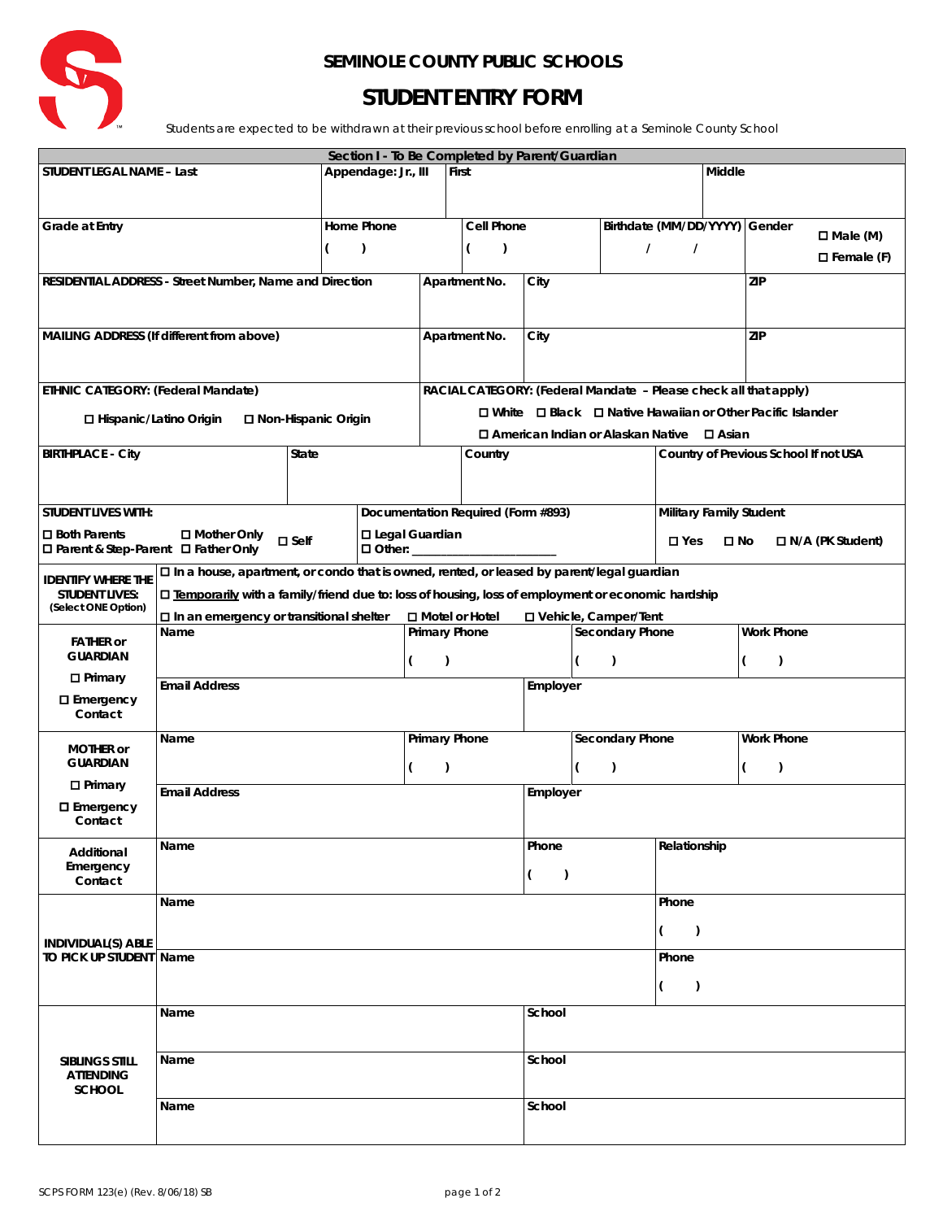# SEMINOLE COUNTY PUBLIC SCHOOLS

## STUDENT ENTRY FORM

*Students are expected to be withdrawn at their previous school before enrolling at a Seminole County School*

**Section I - To Be Completed by Parent/Guardian**

| STUDENT LEGAL NAME – Last | Appendage: Jr., III | First | Middle |
|---|---|---|---|
| | | | |

| Grade at Entry | Home Phone | Cell Phone | Birthdate (MM/DD/YYYY) | Gender |
|---|---|---|---|---|
| | ( ) | ( ) | / / | ☐ Male (M) ☐ Female (F) |

| RESIDENTIAL ADDRESS - Street Number, Name and Direction | Apartment No. | City | ZIP |
|---|---|---|---|
| | | | |

| MAILING ADDRESS (If different from above) | Apartment No. | City | ZIP |
|---|---|---|---|
| | | | |

| ETHNIC CATEGORY: (Federal Mandate) | RACIAL CATEGORY: (Federal Mandate – Please check all that apply) |
|---|---|
| ☐ Hispanic/Latino Origin ☐ Non-Hispanic Origin | ☐ White ☐ Black ☐ Native Hawaiian or Other Pacific Islander ☐ American Indian or Alaskan Native ☐ Asian |

| BIRTHPLACE - City | State | Country | Country of Previous School If not USA |
|---|---|---|---|
| | | | |

| STUDENT LIVES WITH: | Documentation Required (Form #893) | Military Family Student |
|---|---|---|
| ☐ Both Parents ☐ Mother Only ☐ Self ☐ Parent & Step-Parent ☐ Father Only | ☐ Legal Guardian ☐ Other: ____________________ | ☐ Yes ☐ No ☐ N/A (PK Student) |

| IDENTIFY WHERE THE STUDENT LIVES: (Select ONE Option) | |
|---|---|
| | ☐ In a house, apartment, or condo that is owned, rented, or leased by parent/legal guardian |
| | ☐ Temporarily with a family/friend due to: loss of housing, loss of employment or economic hardship |
| | ☐ In an emergency or transitional shelter ☐ Motel or Hotel ☐ Vehicle, Camper/Tent |

| FATHER or GUARDIAN ☐ Primary ☐ Emergency Contact | Name | Primary Phone | Secondary Phone | Work Phone |
|---|---|---|---|---|
| | | ( ) | ( ) | ( ) |
| | Email Address | | Employer | |

| MOTHER or GUARDIAN ☐ Primary ☐ Emergency Contact | Name | Primary Phone | Secondary Phone | Work Phone |
|---|---|---|---|---|
| | | ( ) | ( ) | ( ) |
| | Email Address | | Employer | |

| Additional Emergency Contact | Name | Phone | Relationship |
|---|---|---|---|
| | | ( ) | |

| INDIVIDUAL(S) ABLE TO PICK UP STUDENT | Name | Phone |
|---|---|---|
| | | ( ) |
| | Name | Phone |
| | | ( ) |

| SIBLINGS STILL ATTENDING SCHOOL | Name | School |
|---|---|---|
| | Name | School |
| | Name | School |

SCPS FORM 123(e) (Rev. 8/06/18) SB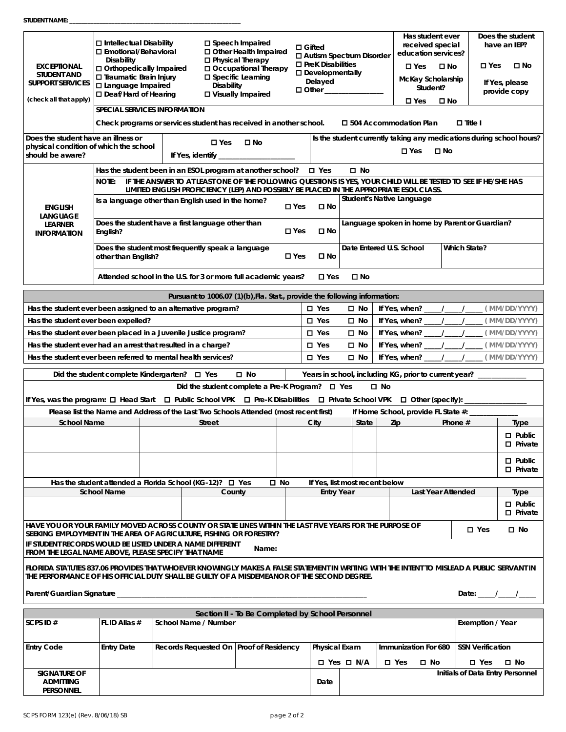STUDENT NAME: ____________________________________________

| | | | | | |
|---|---|---|---|---|---|
| **EXCEPTIONAL STUDENT AND SUPPORT SERVICES** (check all that apply) | ☐ Intellectual Disability<br>☐ Emotional/Behavioral Disability<br>☐ Orthopedically Impaired<br>☐ Traumatic Brain Injury<br>☐ Language Impaired<br>☐ Deaf/Hard of Hearing | ☐ Speech Impaired<br>☐ Other Health Impaired<br>☐ Physical Therapy<br>☐ Occupational Therapy<br>☐ Specific Learning Disability<br>☐ Visually Impaired | ☐ Gifted<br>☐ Autism Spectrum Disorder<br>☐ PreK Disabilities<br>☐ Developmentally Delayed<br>☐ Other________________ | Has student ever received special education services? ☐ Yes ☐ No<br>McKay Scholarship Student? ☐ Yes ☐ No | Does the student have an IEP? ☐ Yes ☐ No<br>If Yes, please provide copy |
| | SPECIAL SERVICES INFORMATION<br>Check programs or services student has received in another school. ☐ 504 Accommodation Plan ☐ Title I | | | | |

| | | |
|---|---|---|
| Does the student have an illness or physical condition of which the school should be aware? | ☐ Yes ☐ No<br>If Yes, identify ____________________ | Is the student currently taking any medications during school hours? ☐ Yes ☐ No |

| | | | |
|---|---|---|---|
| **ENGLISH LANGUAGE LEARNER INFORMATION** | Has the student been in an ESOL program at another school? ☐ Yes ☐ No | | |
| | NOTE: IF THE ANSWER TO AT LEAST ONE OF THE FOLLOWING QUESTIONS IS YES, YOUR CHILD WILL BE TESTED TO SEE IF HE/SHE HAS LIMITED ENGLISH PROFICIENCY (LEP) AND POSSIBLY BE PLACED IN THE APPROPRIATE ESOL CLASS. | | |
| | Is a language other than English used in the home? ☐ Yes ☐ No | Student's Native Language | |
| | Does the student have a first language other than English? ☐ Yes ☐ No | Language spoken in home by Parent or Guardian? | |
| | Does the student most frequently speak a language other than English? ☐ Yes ☐ No | Date Entered U.S. School | Which State? |
| | Attended school in the U.S. for 3 or more full academic years? ☐ Yes ☐ No | | |

| Pursuant to 1006.07 (1)(b),Fla. Stat., provide the following information: | | | |
|---|---|---|---|
| Has the student ever been assigned to an alternative program? | ☐ Yes | ☐ No | If Yes, when? ____/____/____ (MM/DD/YYYY) |
| Has the student ever been expelled? | ☐ Yes | ☐ No | If Yes, when? ____/____/____ (MM/DD/YYYY) |
| Has the student ever been placed in a Juvenile Justice program? | ☐ Yes | ☐ No | If Yes, when? ____/____/____ (MM/DD/YYYY) |
| Has the student ever had an arrest that resulted in a charge? | ☐ Yes | ☐ No | If Yes, when? ____/____/____ (MM/DD/YYYY) |
| Has the student ever been referred to mental health services? | ☐ Yes | ☐ No | If Yes, when? ____/____/____ (MM/DD/YYYY) |

Did the student complete Kindergarten? ☐ Yes ☐ No    Years in school, including KG, prior to current year? ____________

Did the student complete a Pre-K Program? ☐ Yes ☐ No

If Yes, was the program: ☐ Head Start ☐ Public School VPK ☐ Pre-K Disabilities ☐ Private School VPK ☐ Other (specify): ______________

Please list the Name and Address of the Last Two Schools Attended (most recent first)    If Home School, provide FL State #: ____________

| School Name | Street | City | State | Zip | Phone # | Type |
|---|---|---|---|---|---|---|
| | | | | | | ☐ Public ☐ Private |
| | | | | | | ☐ Public ☐ Private |

Has the student attended a Florida School (KG-12)? ☐ Yes ☐ No    If Yes, list most recent below

| School Name | County | Entry Year | Last Year Attended | Type |
|---|---|---|---|---|
| | | | | ☐ Public ☐ Private |

| | |
|---|---|
| HAVE YOU OR YOUR FAMILY MOVED ACROSS COUNTY OR STATE LINES WITHIN THE LAST FIVE YEARS FOR THE PURPOSE OF SEEKING EMPLOYMENT IN THE AREA OF AGRICULTURE, FISHING OR FORESTRY? | ☐ Yes ☐ No |
| IF STUDENT RECORDS WOULD BE LISTED UNDER A NAME DIFFERENT FROM THE LEGAL NAME ABOVE, PLEASE SPECIFY THAT NAME | Name: |

FLORIDA STATUTES 837.06 PROVIDES THAT WHOEVER KNOWINGLY MAKES A FALSE STATEMENT IN WRITING WITH THE INTENT TO MISLEAD A PUBLIC SERVANT IN THE PERFORMANCE OF HIS OFFICIAL DUTY SHALL BE GUILTY OF A MISDEMEANOR OF THE SECOND DEGREE.

Parent/Guardian Signature ____________________________________________    Date: ____/____/____

| Section II - To Be Completed by School Personnel | | | | | | |
|---|---|---|---|---|---|---|
| SCPS ID # | FL ID Alias # | School Name / Number | | | | Exemption / Year |
| Entry Code | Entry Date | Records Requested On | Proof of Residency | Physical Exam ☐ Yes ☐ N/A | Immunization For 680 ☐ Yes ☐ No | SSN Verification ☐ Yes ☐ No |
| SIGNATURE OF ADMITTING PERSONNEL | | | | Date | | Initials of Data Entry Personnel |

SCPS FORM 123(e) (Rev. 8/06/18) SB